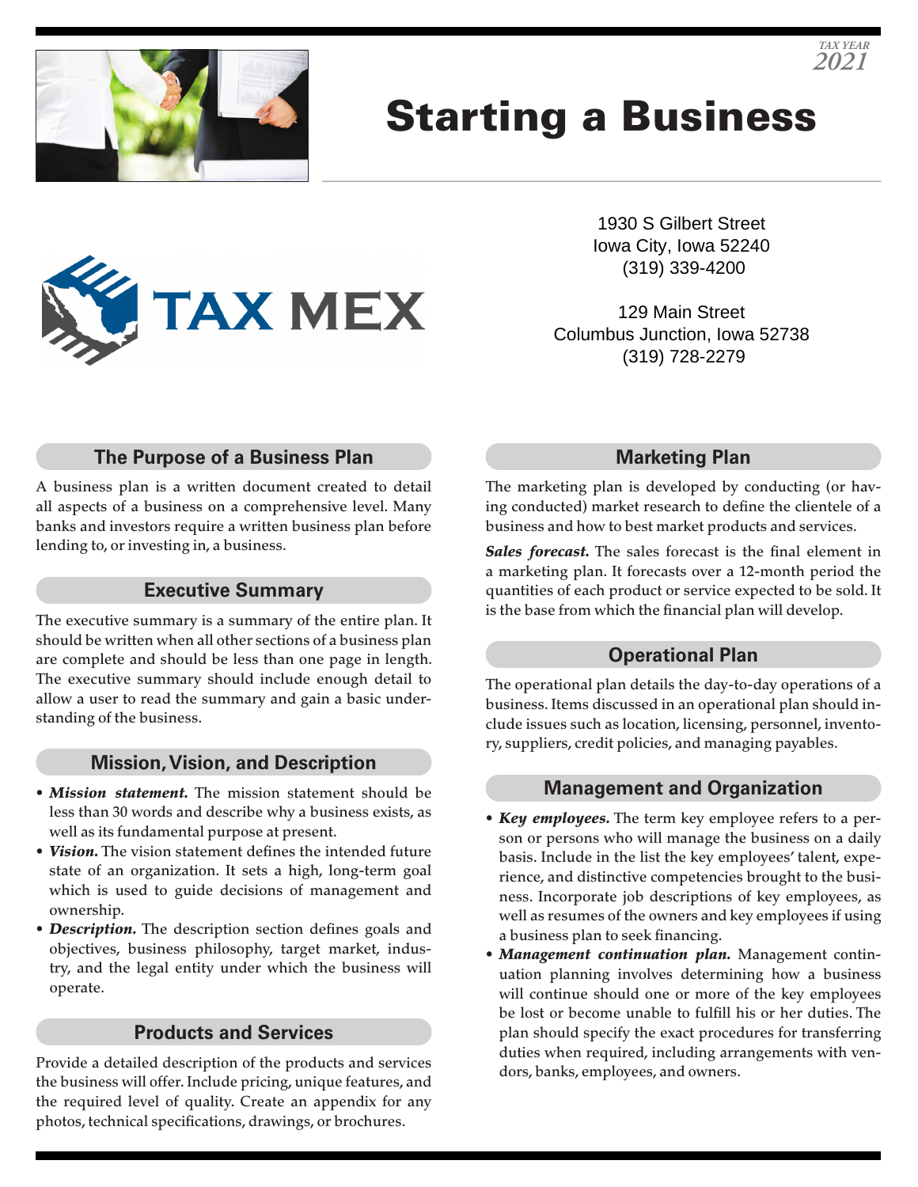TAX YEAR
2021

# Starting a Business

TAX MEX

1930 S Gilbert Street
Iowa City, Iowa 52240
(319) 339-4200

129 Main Street
Columbus Junction, Iowa 52738
(319) 728-2279

## The Purpose of a Business Plan

A business plan is a written document created to detail all aspects of a business on a comprehensive level. Many banks and investors require a written business plan before lending to, or investing in, a business.

## Executive Summary

The executive summary is a summary of the entire plan. It should be written when all other sections of a business plan are complete and should be less than one page in length. The executive summary should include enough detail to allow a user to read the summary and gain a basic understanding of the business.

## Mission, Vision, and Description

- ***Mission statement.*** The mission statement should be less than 30 words and describe why a business exists, as well as its fundamental purpose at present.
- ***Vision.*** The vision statement defines the intended future state of an organization. It sets a high, long-term goal which is used to guide decisions of management and ownership.
- ***Description.*** The description section defines goals and objectives, business philosophy, target market, industry, and the legal entity under which the business will operate.

## Products and Services

Provide a detailed description of the products and services the business will offer. Include pricing, unique features, and the required level of quality. Create an appendix for any photos, technical specifications, drawings, or brochures.

## Marketing Plan

The marketing plan is developed by conducting (or having conducted) market research to define the clientele of a business and how to best market products and services.

***Sales forecast.*** The sales forecast is the final element in a marketing plan. It forecasts over a 12-month period the quantities of each product or service expected to be sold. It is the base from which the financial plan will develop.

## Operational Plan

The operational plan details the day-to-day operations of a business. Items discussed in an operational plan should include issues such as location, licensing, personnel, inventory, suppliers, credit policies, and managing payables.

## Management and Organization

- ***Key employees.*** The term key employee refers to a person or persons who will manage the business on a daily basis. Include in the list the key employees' talent, experience, and distinctive competencies brought to the business. Incorporate job descriptions of key employees, as well as resumes of the owners and key employees if using a business plan to seek financing.
- ***Management continuation plan.*** Management continuation planning involves determining how a business will continue should one or more of the key employees be lost or become unable to fulfill his or her duties. The plan should specify the exact procedures for transferring duties when required, including arrangements with vendors, banks, employees, and owners.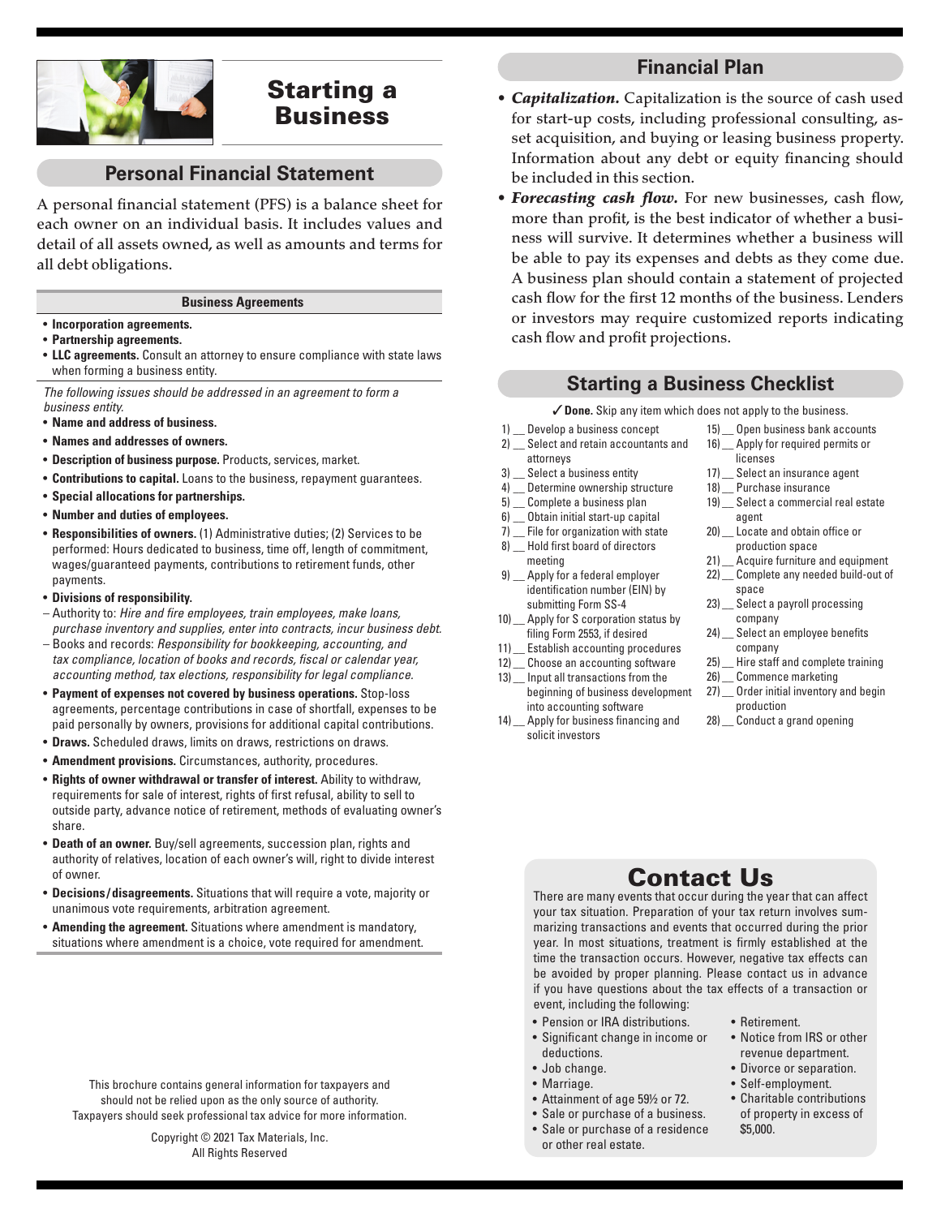# Starting a Business

## Personal Financial Statement

A personal financial statement (PFS) is a balance sheet for each owner on an individual basis. It includes values and detail of all assets owned, as well as amounts and terms for all debt obligations.

### Business Agreements

- **Incorporation agreements.**
- **Partnership agreements.**
- **LLC agreements.** Consult an attorney to ensure compliance with state laws when forming a business entity.

*The following issues should be addressed in an agreement to form a business entity.*

- **Name and address of business.**
- **Names and addresses of owners.**
- **Description of business purpose.** Products, services, market.
- **Contributions to capital.** Loans to the business, repayment guarantees.
- **Special allocations for partnerships.**
- **Number and duties of employees.**
- **Responsibilities of owners.** (1) Administrative duties; (2) Services to be performed: Hours dedicated to business, time off, length of commitment, wages/guaranteed payments, contributions to retirement funds, other payments.
- **Divisions of responsibility.**
  - Authority to: *Hire and fire employees, train employees, make loans, purchase inventory and supplies, enter into contracts, incur business debt.*
  - Books and records: *Responsibility for bookkeeping, accounting, and tax compliance, location of books and records, fiscal or calendar year, accounting method, tax elections, responsibility for legal compliance.*
- **Payment of expenses not covered by business operations.** Stop-loss agreements, percentage contributions in case of shortfall, expenses to be paid personally by owners, provisions for additional capital contributions.
- **Draws.** Scheduled draws, limits on draws, restrictions on draws.
- **Amendment provisions.** Circumstances, authority, procedures.
- **Rights of owner withdrawal or transfer of interest.** Ability to withdraw, requirements for sale of interest, rights of first refusal, ability to sell to outside party, advance notice of retirement, methods of evaluating owner's share.
- **Death of an owner.** Buy/sell agreements, succession plan, rights and authority of relatives, location of each owner's will, right to divide interest of owner.
- **Decisions/disagreements.** Situations that will require a vote, majority or unanimous vote requirements, arbitration agreement.
- **Amending the agreement.** Situations where amendment is mandatory, situations where amendment is a choice, vote required for amendment.

This brochure contains general information for taxpayers and should not be relied upon as the only source of authority. Taxpayers should seek professional tax advice for more information.

Copyright © 2021 Tax Materials, Inc.
All Rights Reserved

## Financial Plan

- ***Capitalization.*** Capitalization is the source of cash used for start-up costs, including professional consulting, asset acquisition, and buying or leasing business property. Information about any debt or equity financing should be included in this section.
- ***Forecasting cash flow.*** For new businesses, cash flow, more than profit, is the best indicator of whether a business will survive. It determines whether a business will be able to pay its expenses and debts as they come due. A business plan should contain a statement of projected cash flow for the first 12 months of the business. Lenders or investors may require customized reports indicating cash flow and profit projections.

## Starting a Business Checklist

✓**Done.** Skip any item which does not apply to the business.

1) __ Develop a business concept
2) __ Select and retain accountants and attorneys
3) __ Select a business entity
4) __ Determine ownership structure
5) __ Complete a business plan
6) __ Obtain initial start-up capital
7) __ File for organization with state
8) __ Hold first board of directors meeting
9) __ Apply for a federal employer identification number (EIN) by submitting Form SS-4
10) __ Apply for S corporation status by filing Form 2553, if desired
11) __ Establish accounting procedures
12) __ Choose an accounting software
13) __ Input all transactions from the beginning of business development into accounting software
14) __ Apply for business financing and solicit investors
15) __ Open business bank accounts
16) __ Apply for required permits or licenses
17) __ Select an insurance agent
18) __ Purchase insurance
19) __ Select a commercial real estate agent
20) __ Locate and obtain office or production space
21) __ Acquire furniture and equipment
22) __ Complete any needed build-out of space
23) __ Select a payroll processing company
24) __ Select an employee benefits company
25) __ Hire staff and complete training
26) __ Commence marketing
27) __ Order initial inventory and begin production
28) __ Conduct a grand opening

## Contact Us

There are many events that occur during the year that can affect your tax situation. Preparation of your tax return involves summarizing transactions and events that occurred during the prior year. In most situations, treatment is firmly established at the time the transaction occurs. However, negative tax effects can be avoided by proper planning. Please contact us in advance if you have questions about the tax effects of a transaction or event, including the following:

- Pension or IRA distributions.
- Significant change in income or deductions.
- Job change.
- Marriage.
- Attainment of age 59½ or 72.
- Sale or purchase of a business.
- Sale or purchase of a residence or other real estate.
- Retirement.
- Notice from IRS or other revenue department.
- Divorce or separation.
- Self-employment.
- Charitable contributions of property in excess of $5,000.